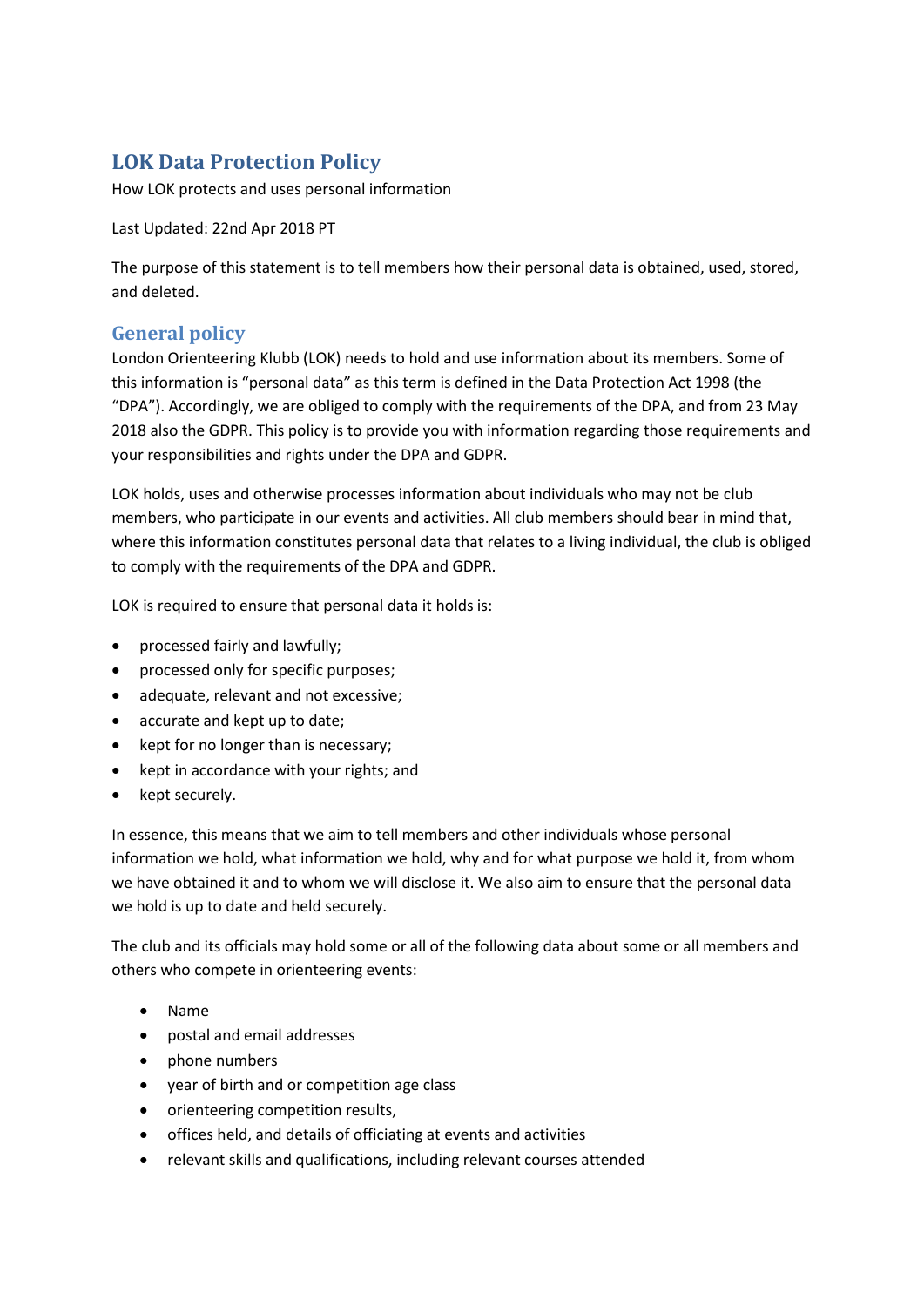# LOK Data Protection Policy

How LOK protects and uses personal information

Last Updated: 22nd Apr 2018 PT

The purpose of this statement is to tell members how their personal data is obtained, used, stored, and deleted.

## General policy

London Orienteering Klubb (LOK) needs to hold and use information about its members. Some of this information is "personal data" as this term is defined in the Data Protection Act 1998 (the "DPA"). Accordingly, we are obliged to comply with the requirements of the DPA, and from 23 May 2018 also the GDPR. This policy is to provide you with information regarding those requirements and your responsibilities and rights under the DPA and GDPR.

LOK holds, uses and otherwise processes information about individuals who may not be club members, who participate in our events and activities. All club members should bear in mind that, where this information constitutes personal data that relates to a living individual, the club is obliged to comply with the requirements of the DPA and GDPR.

LOK is required to ensure that personal data it holds is:

- processed fairly and lawfully;
- processed only for specific purposes;
- adequate, relevant and not excessive;
- accurate and kept up to date;
- kept for no longer than is necessary;
- kept in accordance with your rights; and
- kept securely.

In essence, this means that we aim to tell members and other individuals whose personal information we hold, what information we hold, why and for what purpose we hold it, from whom we have obtained it and to whom we will disclose it. We also aim to ensure that the personal data we hold is up to date and held securely.

The club and its officials may hold some or all of the following data about some or all members and others who compete in orienteering events:

- Name
- postal and email addresses
- phone numbers
- year of birth and or competition age class
- orienteering competition results,
- offices held, and details of officiating at events and activities
- relevant skills and qualifications, including relevant courses attended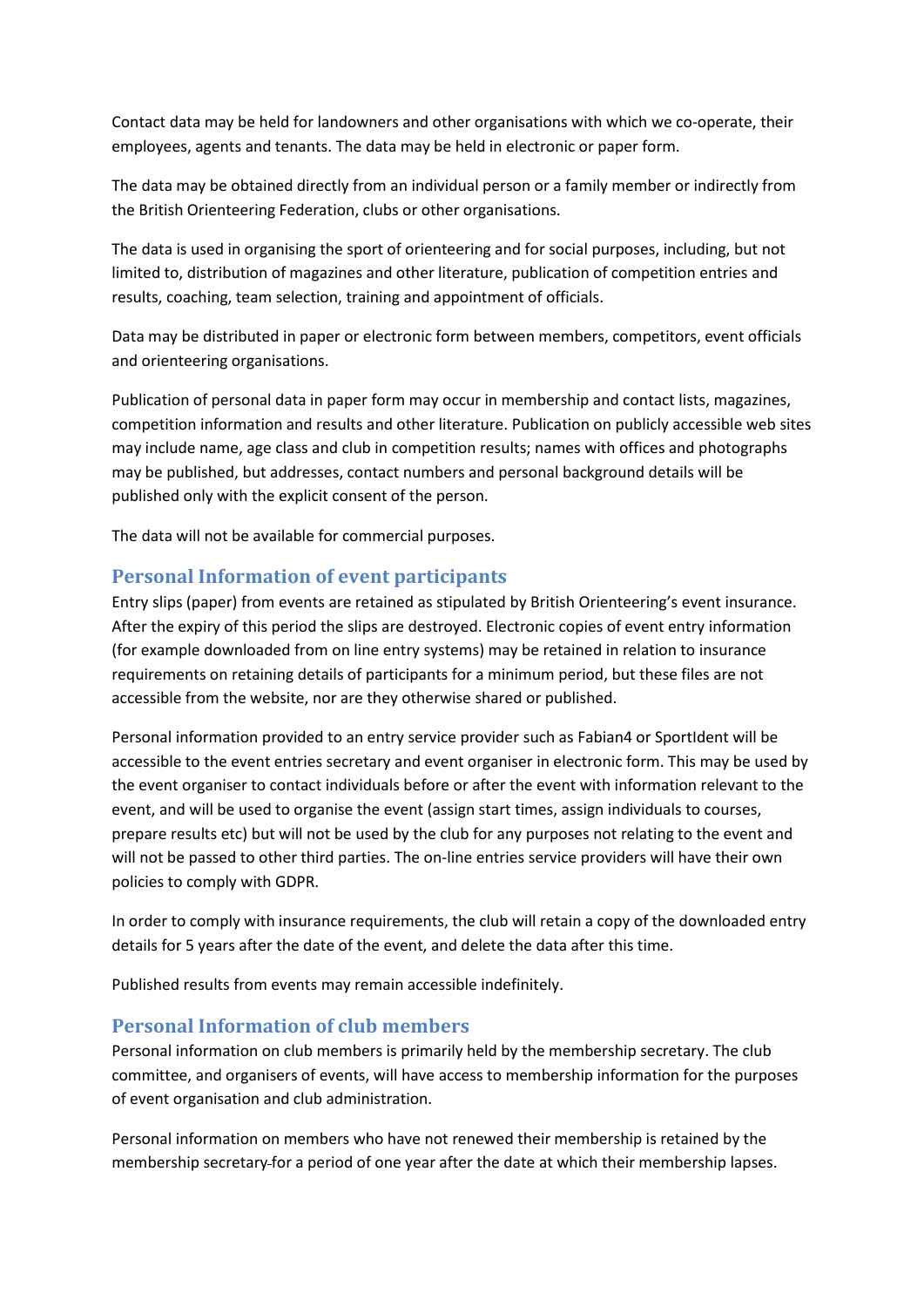Contact data may be held for landowners and other organisations with which we co-operate, their employees, agents and tenants. The data may be held in electronic or paper form.

The data may be obtained directly from an individual person or a family member or indirectly from the British Orienteering Federation, clubs or other organisations.

The data is used in organising the sport of orienteering and for social purposes, including, but not limited to, distribution of magazines and other literature, publication of competition entries and results, coaching, team selection, training and appointment of officials.

Data may be distributed in paper or electronic form between members, competitors, event officials and orienteering organisations.

Publication of personal data in paper form may occur in membership and contact lists, magazines, competition information and results and other literature. Publication on publicly accessible web sites may include name, age class and club in competition results; names with offices and photographs may be published, but addresses, contact numbers and personal background details will be published only with the explicit consent of the person.

The data will not be available for commercial purposes.

## Personal Information of event participants

Entry slips (paper) from events are retained as stipulated by British Orienteering's event insurance. After the expiry of this period the slips are destroyed. Electronic copies of event entry information (for example downloaded from on line entry systems) may be retained in relation to insurance requirements on retaining details of participants for a minimum period, but these files are not accessible from the website, nor are they otherwise shared or published.

Personal information provided to an entry service provider such as Fabian4 or SportIdent will be accessible to the event entries secretary and event organiser in electronic form. This may be used by the event organiser to contact individuals before or after the event with information relevant to the event, and will be used to organise the event (assign start times, assign individuals to courses, prepare results etc) but will not be used by the club for any purposes not relating to the event and will not be passed to other third parties. The on-line entries service providers will have their own policies to comply with GDPR.

In order to comply with insurance requirements, the club will retain a copy of the downloaded entry details for 5 years after the date of the event, and delete the data after this time.

Published results from events may remain accessible indefinitely.

## Personal Information of club members

Personal information on club members is primarily held by the membership secretary. The club committee, and organisers of events, will have access to membership information for the purposes of event organisation and club administration.

Personal information on members who have not renewed their membership is retained by the membership secretary for a period of one year after the date at which their membership lapses.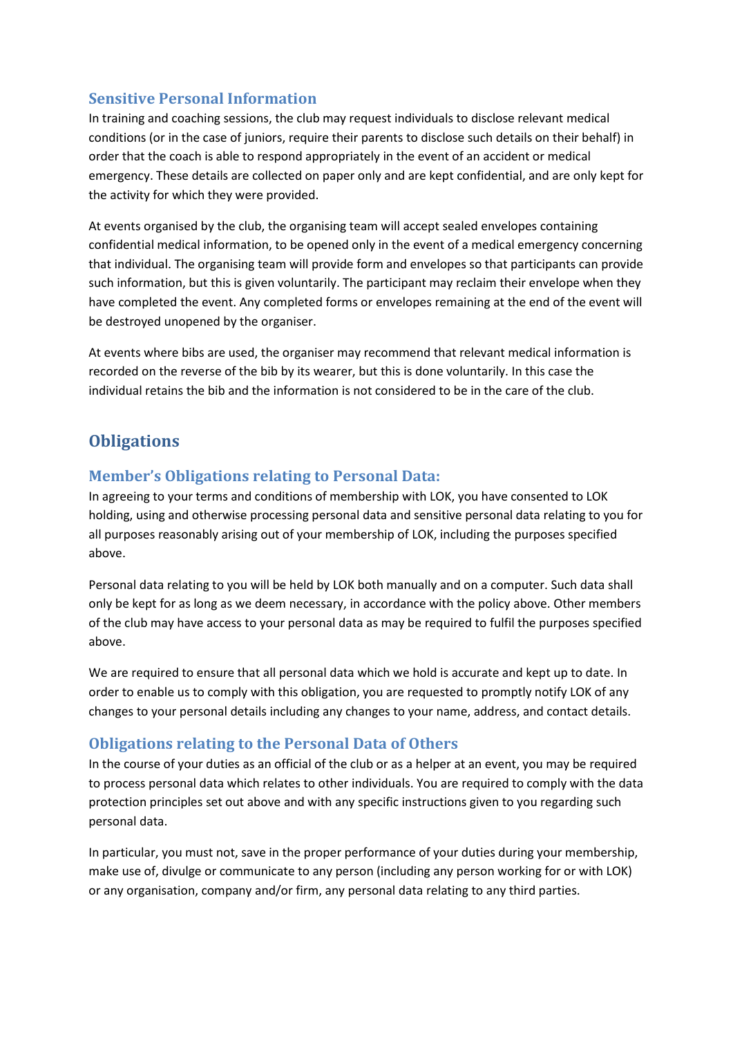### Sensitive Personal Information

In training and coaching sessions, the club may request individuals to disclose relevant medical conditions (or in the case of juniors, require their parents to disclose such details on their behalf) in order that the coach is able to respond appropriately in the event of an accident or medical emergency. These details are collected on paper only and are kept confidential, and are only kept for the activity for which they were provided.

At events organised by the club, the organising team will accept sealed envelopes containing confidential medical information, to be opened only in the event of a medical emergency concerning that individual. The organising team will provide form and envelopes so that participants can provide such information, but this is given voluntarily. The participant may reclaim their envelope when they have completed the event. Any completed forms or envelopes remaining at the end of the event will be destroyed unopened by the organiser.

At events where bibs are used, the organiser may recommend that relevant medical information is recorded on the reverse of the bib by its wearer, but this is done voluntarily. In this case the individual retains the bib and the information is not considered to be in the care of the club.

## Obligations

### Member's Obligations relating to Personal Data:

In agreeing to your terms and conditions of membership with LOK, you have consented to LOK holding, using and otherwise processing personal data and sensitive personal data relating to you for all purposes reasonably arising out of your membership of LOK, including the purposes specified above.

Personal data relating to you will be held by LOK both manually and on a computer. Such data shall only be kept for as long as we deem necessary, in accordance with the policy above. Other members of the club may have access to your personal data as may be required to fulfil the purposes specified above.

We are required to ensure that all personal data which we hold is accurate and kept up to date. In order to enable us to comply with this obligation, you are requested to promptly notify LOK of any changes to your personal details including any changes to your name, address, and contact details.

### Obligations relating to the Personal Data of Others

In the course of your duties as an official of the club or as a helper at an event, you may be required to process personal data which relates to other individuals. You are required to comply with the data protection principles set out above and with any specific instructions given to you regarding such personal data.

In particular, you must not, save in the proper performance of your duties during your membership, make use of, divulge or communicate to any person (including any person working for or with LOK) or any organisation, company and/or firm, any personal data relating to any third parties.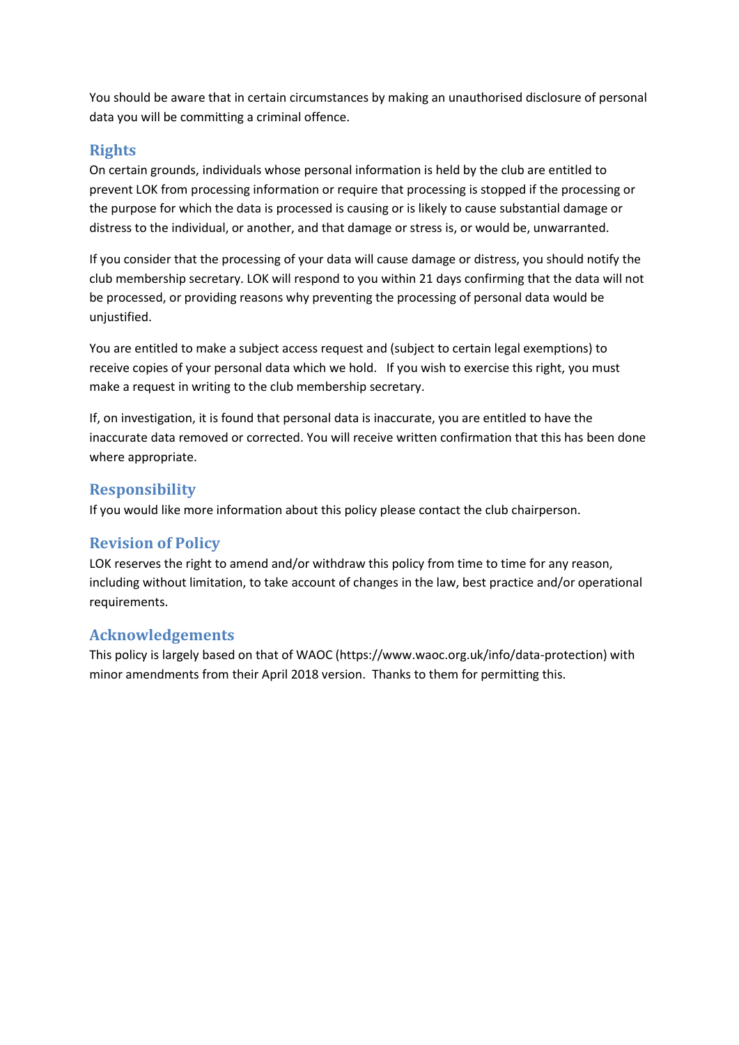You should be aware that in certain circumstances by making an unauthorised disclosure of personal data you will be committing a criminal offence.

## Rights

On certain grounds, individuals whose personal information is held by the club are entitled to prevent LOK from processing information or require that processing is stopped if the processing or the purpose for which the data is processed is causing or is likely to cause substantial damage or distress to the individual, or another, and that damage or stress is, or would be, unwarranted.

If you consider that the processing of your data will cause damage or distress, you should notify the club membership secretary. LOK will respond to you within 21 days confirming that the data will not be processed, or providing reasons why preventing the processing of personal data would be unjustified.

You are entitled to make a subject access request and (subject to certain legal exemptions) to receive copies of your personal data which we hold. If you wish to exercise this right, you must make a request in writing to the club membership secretary.

If, on investigation, it is found that personal data is inaccurate, you are entitled to have the inaccurate data removed or corrected. You will receive written confirmation that this has been done where appropriate.

## Responsibility

If you would like more information about this policy please contact the club chairperson.

## Revision of Policy

LOK reserves the right to amend and/or withdraw this policy from time to time for any reason, including without limitation, to take account of changes in the law, best practice and/or operational requirements.

## Acknowledgements

This policy is largely based on that of WAOC (https://www.waoc.org.uk/info/data-protection) with minor amendments from their April 2018 version. Thanks to them for permitting this.